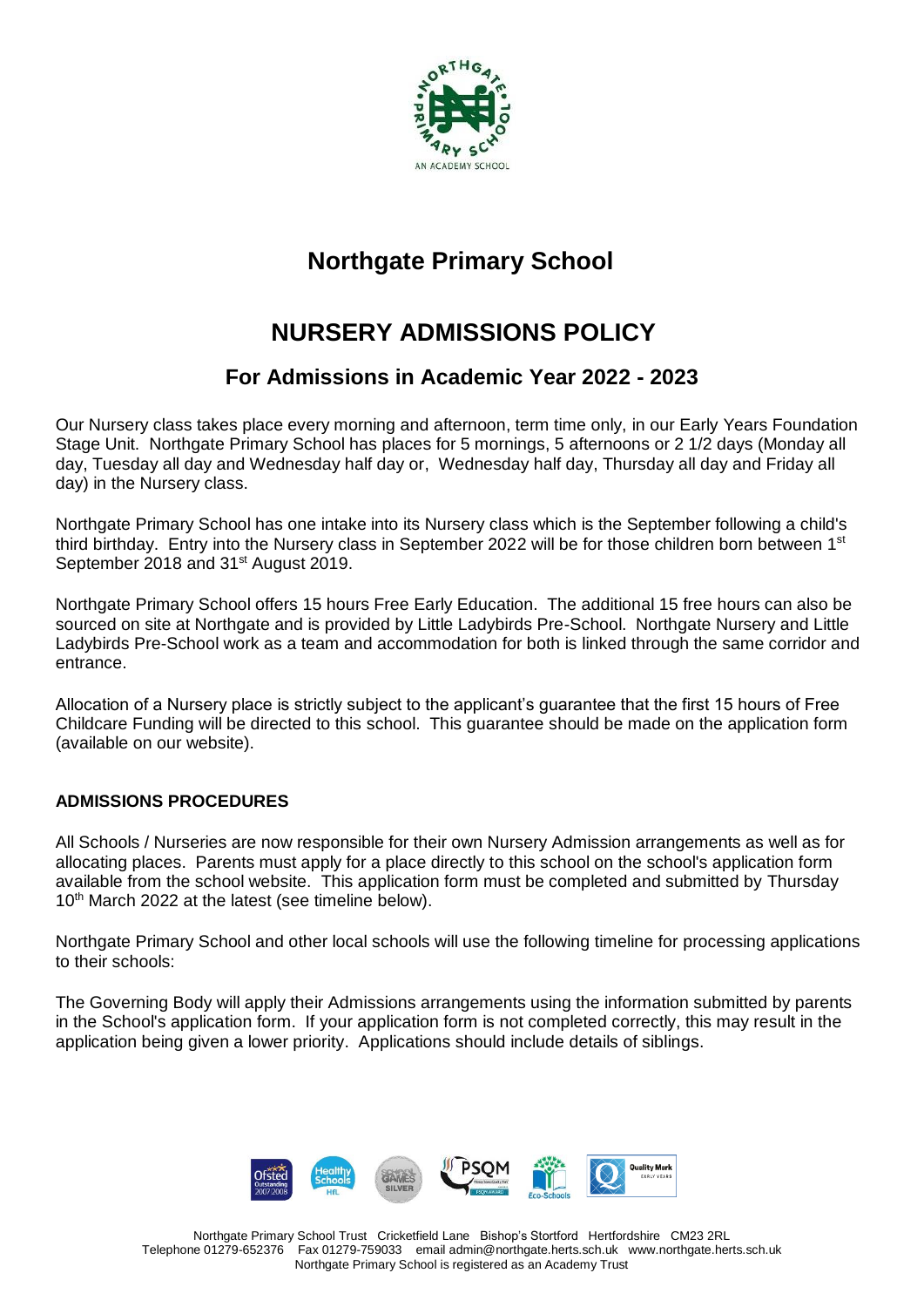# Northgate Primary School

# NURSERY ADMISSIONS POLICY

## For Admissions in Academic Year 2022 - 2023

Our Nursery class takes place every morning and afternoon, term time only, in our Early Years Foundation Stage Unit. Northgate Primary School has places for 5 mornings, 5 afternoons or 2 1/2 days (Monday all day, Tuesday all day and Wednesday half day or, Wednesday half day, Thursday all day and Friday all day) in the Nursery class.

Northgate Primary School has one intake into its Nursery class which is the September following a child's third birthday. Entry into the Nursery class in September 2022 will be for those children born between 1st September 2018 and 31st August 2019.

Northgate Primary School offers 15 hours Free Early Education. The additional 15 free hours can also be sourced on site at Northgate and is provided by Little Ladybirds Pre-School. Northgate Nursery and Little Ladybirds Pre-School work as a team and accommodation for both is linked through the same corridor and entrance.

Allocation of a Nursery place is strictly subject to the applicant's guarantee that the first 15 hours of Free Childcare Funding will be directed to this school. This guarantee should be made on the application form (available on our website).

### ADMISSIONS PROCEDURES

All Schools / Nurseries are now responsible for their own Nursery Admission arrangements as well as for allocating places. Parents must apply for a place directly to this school on the school's application form available from the school website. This application form must be completed and submitted by Thursday 10th March 2022 at the latest (see timeline below).

Northgate Primary School and other local schools will use the following timeline for processing applications to their schools:

The Governing Body will apply their Admissions arrangements using the information submitted by parents in the School's application form. If your application form is not completed correctly, this may result in the application being given a lower priority. Applications should include details of siblings.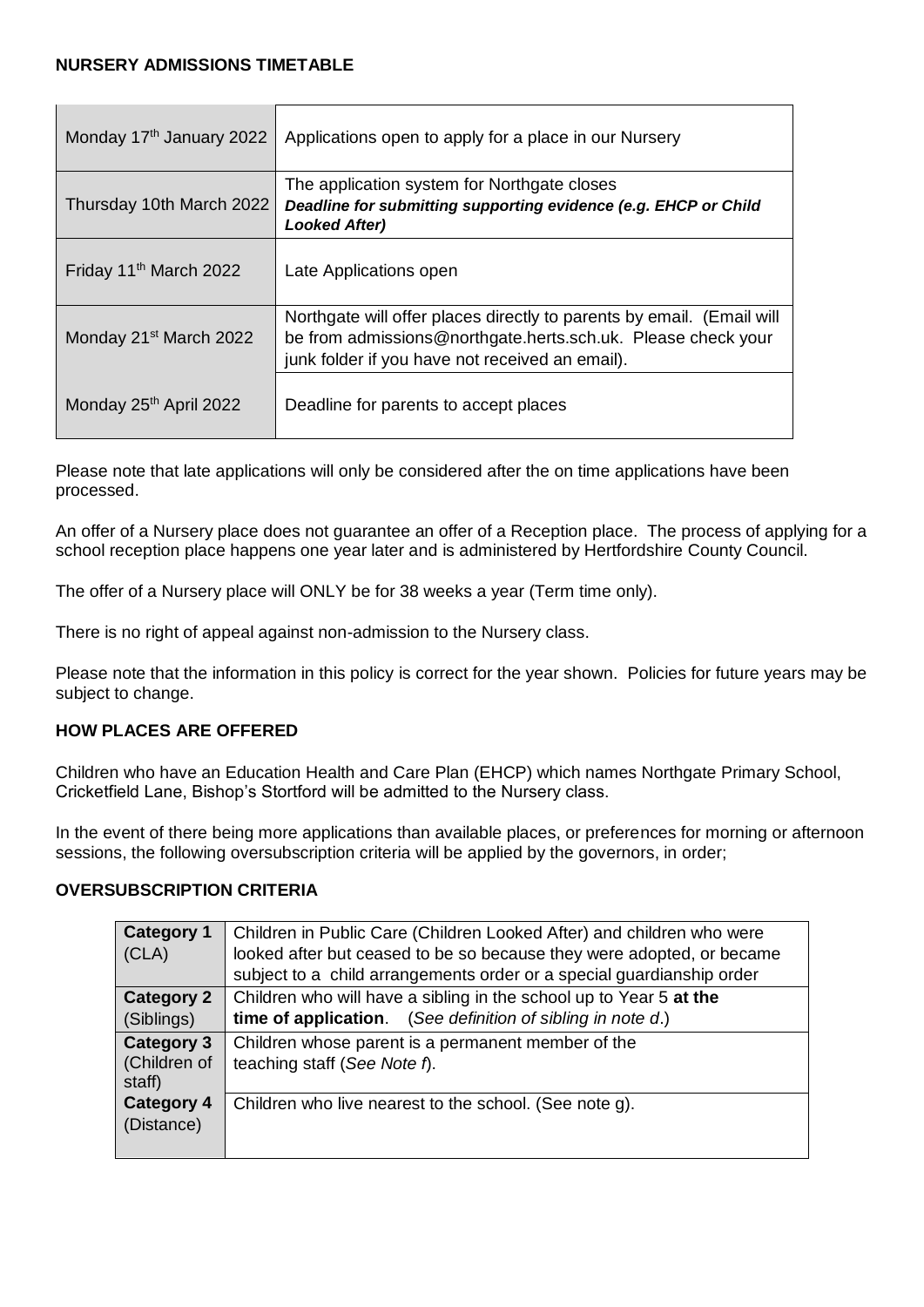## NURSERY ADMISSIONS TIMETABLE

| | |
|---|---|
| Monday 17th January 2022 | Applications open to apply for a place in our Nursery |
| Thursday 10th March 2022 | The application system for Northgate closes<br>***Deadline for submitting supporting evidence (e.g. EHCP or Child Looked After)*** |
| Friday 11th March 2022 | Late Applications open |
| Monday 21st March 2022 | Northgate will offer places directly to parents by email. (Email will be from admissions@northgate.herts.sch.uk. Please check your junk folder if you have not received an email). |
| Monday 25th April 2022 | Deadline for parents to accept places |

Please note that late applications will only be considered after the on time applications have been processed.

An offer of a Nursery place does not guarantee an offer of a Reception place. The process of applying for a school reception place happens one year later and is administered by Hertfordshire County Council.

The offer of a Nursery place will ONLY be for 38 weeks a year (Term time only).

There is no right of appeal against non-admission to the Nursery class.

Please note that the information in this policy is correct for the year shown. Policies for future years may be subject to change.

## HOW PLACES ARE OFFERED

Children who have an Education Health and Care Plan (EHCP) which names Northgate Primary School, Cricketfield Lane, Bishop's Stortford will be admitted to the Nursery class.

In the event of there being more applications than available places, or preferences for morning or afternoon sessions, the following oversubscription criteria will be applied by the governors, in order;

## OVERSUBSCRIPTION CRITERIA

| | |
|---|---|
| **Category 1** (CLA) | Children in Public Care (Children Looked After) and children who were looked after but ceased to be so because they were adopted, or became subject to a child arrangements order or a special guardianship order |
| **Category 2** (Siblings) | Children who will have a sibling in the school up to Year 5 **at the time of application**. (*See definition of sibling in note d*.) |
| **Category 3** (Children of staff) | Children whose parent is a permanent member of the teaching staff (*See Note f*). |
| **Category 4** (Distance) | Children who live nearest to the school. (See note g). |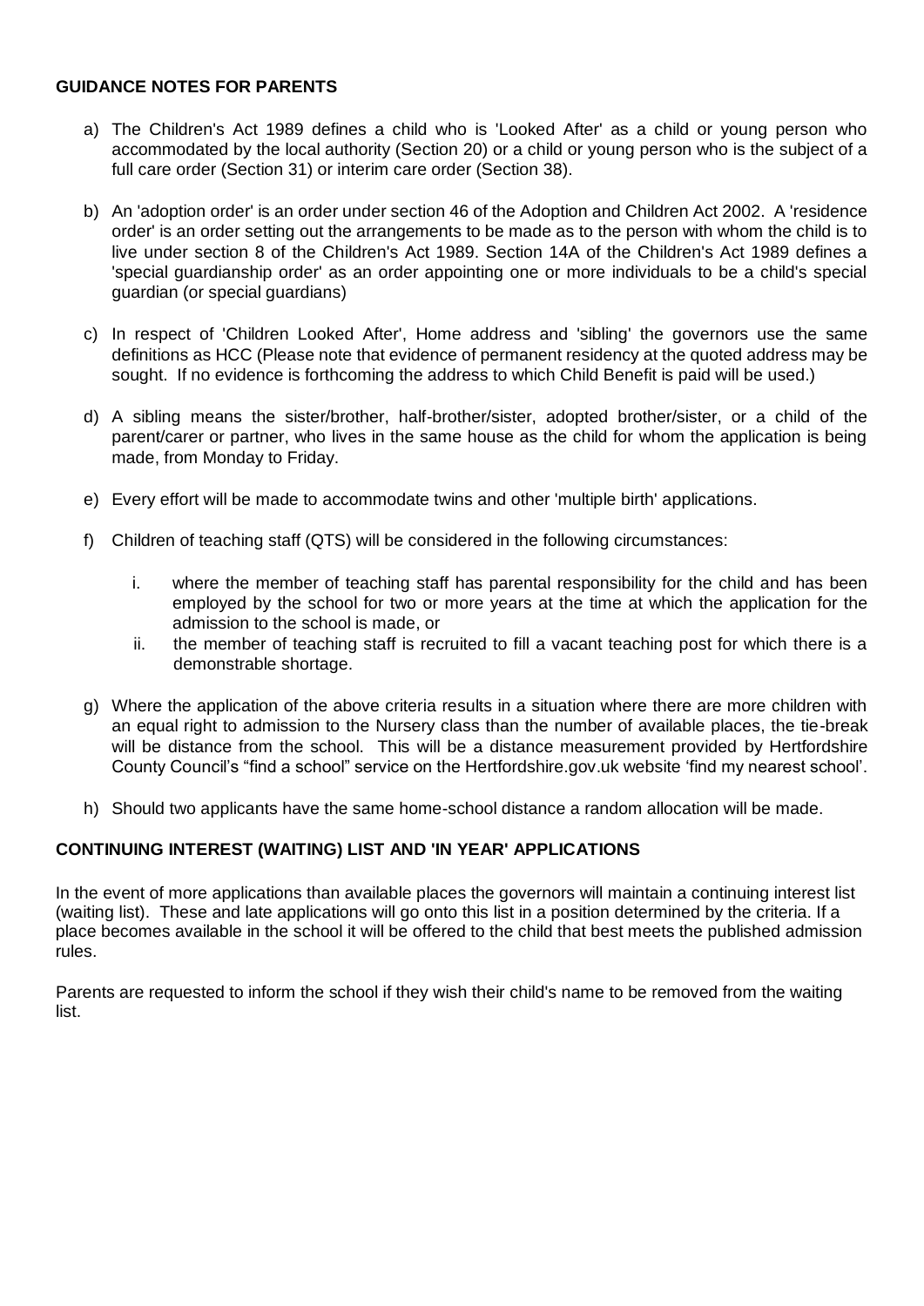**GUIDANCE NOTES FOR PARENTS**

a) The Children's Act 1989 defines a child who is 'Looked After' as a child or young person who accommodated by the local authority (Section 20) or a child or young person who is the subject of a full care order (Section 31) or interim care order (Section 38).

b) An 'adoption order' is an order under section 46 of the Adoption and Children Act 2002. A 'residence order' is an order setting out the arrangements to be made as to the person with whom the child is to live under section 8 of the Children's Act 1989. Section 14A of the Children's Act 1989 defines a 'special guardianship order' as an order appointing one or more individuals to be a child's special guardian (or special guardians)

c) In respect of 'Children Looked After', Home address and 'sibling' the governors use the same definitions as HCC (Please note that evidence of permanent residency at the quoted address may be sought. If no evidence is forthcoming the address to which Child Benefit is paid will be used.)

d) A sibling means the sister/brother, half-brother/sister, adopted brother/sister, or a child of the parent/carer or partner, who lives in the same house as the child for whom the application is being made, from Monday to Friday.

e) Every effort will be made to accommodate twins and other 'multiple birth' applications.

f) Children of teaching staff (QTS) will be considered in the following circumstances:

   i. where the member of teaching staff has parental responsibility for the child and has been employed by the school for two or more years at the time at which the application for the admission to the school is made, or
   ii. the member of teaching staff is recruited to fill a vacant teaching post for which there is a demonstrable shortage.

g) Where the application of the above criteria results in a situation where there are more children with an equal right to admission to the Nursery class than the number of available places, the tie-break will be distance from the school. This will be a distance measurement provided by Hertfordshire County Council's "find a school" service on the Hertfordshire.gov.uk website 'find my nearest school'.

h) Should two applicants have the same home-school distance a random allocation will be made.

**CONTINUING INTEREST (WAITING) LIST AND 'IN YEAR' APPLICATIONS**

In the event of more applications than available places the governors will maintain a continuing interest list (waiting list). These and late applications will go onto this list in a position determined by the criteria. If a place becomes available in the school it will be offered to the child that best meets the published admission rules.

Parents are requested to inform the school if they wish their child's name to be removed from the waiting list.